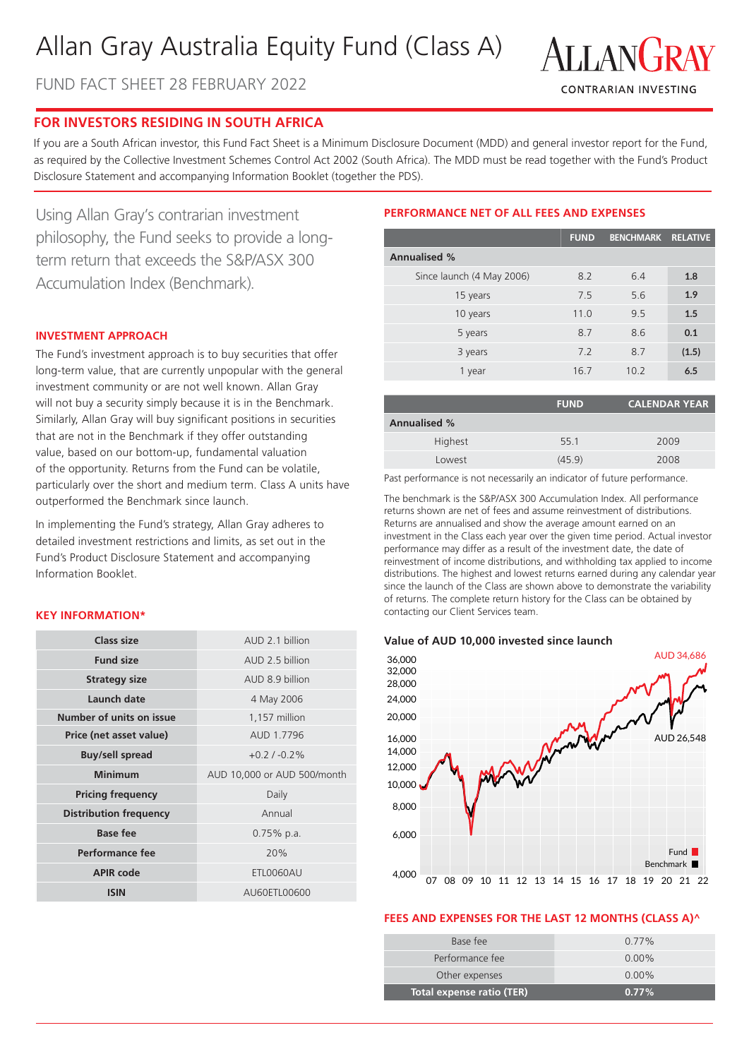# Allan Gray Australia Equity Fund (Class A)

FUND FACT SHEET 28 FEBRUARY 2022

ALLANGRAY
CONTRARIAN INVESTING

## FOR INVESTORS RESIDING IN SOUTH AFRICA

If you are a South African investor, this Fund Fact Sheet is a Minimum Disclosure Document (MDD) and general investor report for the Fund, as required by the Collective Investment Schemes Control Act 2002 (South Africa). The MDD must be read together with the Fund's Product Disclosure Statement and accompanying Information Booklet (together the PDS).

Using Allan Gray's contrarian investment philosophy, the Fund seeks to provide a long-term return that exceeds the S&P/ASX 300 Accumulation Index (Benchmark).

### INVESTMENT APPROACH

The Fund's investment approach is to buy securities that offer long-term value, that are currently unpopular with the general investment community or are not well known. Allan Gray will not buy a security simply because it is in the Benchmark. Similarly, Allan Gray will buy significant positions in securities that are not in the Benchmark if they offer outstanding value, based on our bottom-up, fundamental valuation of the opportunity. Returns from the Fund can be volatile, particularly over the short and medium term. Class A units have outperformed the Benchmark since launch.

In implementing the Fund's strategy, Allan Gray adheres to detailed investment restrictions and limits, as set out in the Fund's Product Disclosure Statement and accompanying Information Booklet.

### KEY INFORMATION*

| | |
|---|---|
| **Class size** | AUD 2.1 billion |
| **Fund size** | AUD 2.5 billion |
| **Strategy size** | AUD 8.9 billion |
| **Launch date** | 4 May 2006 |
| **Number of units on issue** | 1,157 million |
| **Price (net asset value)** | AUD 1.7796 |
| **Buy/sell spread** | +0.2 / -0.2% |
| **Minimum** | AUD 10,000 or AUD 500/month |
| **Pricing frequency** | Daily |
| **Distribution frequency** | Annual |
| **Base fee** | 0.75% p.a. |
| **Performance fee** | 20% |
| **APIR code** | ETL0060AU |
| **ISIN** | AU60ETL00600 |

### PERFORMANCE NET OF ALL FEES AND EXPENSES

| | FUND | BENCHMARK | RELATIVE |
|---|---|---|---|
| **Annualised %** | | | |
| Since launch (4 May 2006) | 8.2 | 6.4 | **1.8** |
| 15 years | 7.5 | 5.6 | **1.9** |
| 10 years | 11.0 | 9.5 | **1.5** |
| 5 years | 8.7 | 8.6 | **0.1** |
| 3 years | 7.2 | 8.7 | **(1.5)** |
| 1 year | 16.7 | 10.2 | **6.5** |

| | FUND | CALENDAR YEAR |
|---|---|---|
| **Annualised %** | | |
| Highest | 55.1 | 2009 |
| Lowest | (45.9) | 2008 |

Past performance is not necessarily an indicator of future performance.

The benchmark is the S&P/ASX 300 Accumulation Index. All performance returns shown are net of fees and assume reinvestment of distributions. Returns are annualised and show the average amount earned on an investment in the Class each year over the given time period. Actual investor performance may differ as a result of the investment date, the date of reinvestment of income distributions, and withholding tax applied to income distributions. The highest and lowest returns earned during any calendar year since the launch of the Class are shown above to demonstrate the variability of returns. The complete return history for the Class can be obtained by contacting our Client Services team.

### Value of AUD 10,000 invested since launch

Fund: AUD 34,686
Benchmark: AUD 26,548

### FEES AND EXPENSES FOR THE LAST 12 MONTHS (CLASS A)^

| | |
|---|---|
| Base fee | 0.77% |
| Performance fee | 0.00% |
| Other expenses | 0.00% |
| **Total expense ratio (TER)** | **0.77%** |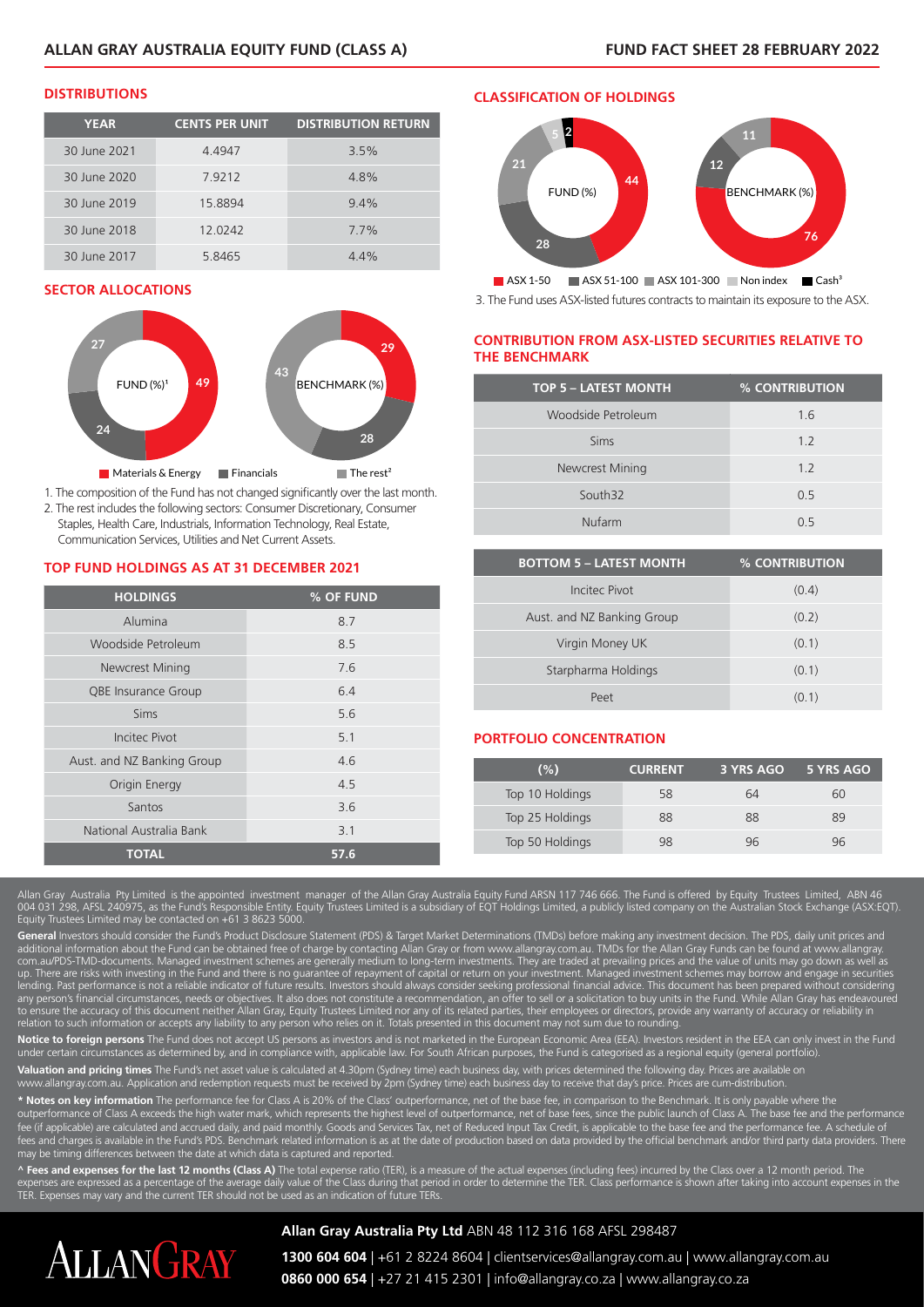## DISTRIBUTIONS

| YEAR | CENTS PER UNIT | DISTRIBUTION RETURN |
|---|---|---|
| 30 June 2021 | 4.4947 | 3.5% |
| 30 June 2020 | 7.9212 | 4.8% |
| 30 June 2019 | 15.8894 | 9.4% |
| 30 June 2018 | 12.0242 | 7.7% |
| 30 June 2017 | 5.8465 | 4.4% |

## SECTOR ALLOCATIONS

FUND (%)[1]
49
24
27

BENCHMARK (%)
29
28
43

Materials & Energy | Financials | The rest[2]

1. The composition of the Fund has not changed significantly over the last month.
2. The rest includes the following sectors: Consumer Discretionary, Consumer Staples, Health Care, Industrials, Information Technology, Real Estate, Communication Services, Utilities and Net Current Assets.

## TOP FUND HOLDINGS AS AT 31 DECEMBER 2021

| HOLDINGS | % OF FUND |
|---|---|
| Alumina | 8.7 |
| Woodside Petroleum | 8.5 |
| Newcrest Mining | 7.6 |
| QBE Insurance Group | 6.4 |
| Sims | 5.6 |
| Incitec Pivot | 5.1 |
| Aust. and NZ Banking Group | 4.6 |
| Origin Energy | 4.5 |
| Santos | 3.6 |
| National Australia Bank | 3.1 |
| **TOTAL** | **57.6** |

## CLASSIFICATION OF HOLDINGS

FUND (%)
44
28
21
5
2

BENCHMARK (%)
76
12
11

ASX 1-50 | ASX 51-100 | ASX 101-300 | Non index | Cash[3]

3. The Fund uses ASX-listed futures contracts to maintain its exposure to the ASX.

## CONTRIBUTION FROM ASX-LISTED SECURITIES RELATIVE TO THE BENCHMARK

| TOP 5 – LATEST MONTH | % CONTRIBUTION |
|---|---|
| Woodside Petroleum | 1.6 |
| Sims | 1.2 |
| Newcrest Mining | 1.2 |
| South32 | 0.5 |
| Nufarm | 0.5 |

| BOTTOM 5 – LATEST MONTH | % CONTRIBUTION |
|---|---|
| Incitec Pivot | (0.4) |
| Aust. and NZ Banking Group | (0.2) |
| Virgin Money UK | (0.1) |
| Starpharma Holdings | (0.1) |
| Peet | (0.1) |

## PORTFOLIO CONCENTRATION

| (%) | CURRENT | 3 YRS AGO | 5 YRS AGO |
|---|---|---|---|
| Top 10 Holdings | 58 | 64 | 60 |
| Top 25 Holdings | 88 | 88 | 89 |
| Top 50 Holdings | 98 | 96 | 96 |

Allan Gray Australia Pty Limited is the appointed investment manager of the Allan Gray Australia Equity Fund ARSN 117 746 666. The Fund is offered by Equity Trustees Limited, ABN 46 004 031 298, AFSL 240975, as the Fund's Responsible Entity. Equity Trustees Limited is a subsidiary of EQT Holdings Limited, a publicly listed company on the Australian Stock Exchange (ASX:EQT). Equity Trustees Limited may be contacted on +61 3 8623 5000.

**General** Investors should consider the Fund's Product Disclosure Statement (PDS) & Target Market Determinations (TMDs) before making any investment decision. The PDS, daily unit prices and additional information about the Fund can be obtained free of charge by contacting Allan Gray or from www.allangray.com.au. TMDs for the Allan Gray Funds can be found at www.allangray.com.au/PDS-TMD-documents. Managed investment schemes are generally medium to long-term investments. They are traded at prevailing prices and the value of units may go down as well as up. There are risks with investing in the Fund and there is no guarantee of repayment of capital or return on your investment. Managed investment schemes may borrow and engage in securities lending. Past performance is not a reliable indicator of future results. Investors should always consider seeking professional financial advice. This document has been prepared without considering any person's financial circumstances, needs or objectives. It also does not constitute a recommendation, an offer to sell or a solicitation to buy units in the Fund. While Allan Gray has endeavoured to ensure the accuracy of this document neither Allan Gray, Equity Trustees Limited nor any of its related parties, their employees or directors, provide any warranty of accuracy or reliability in relation to such information or accepts any liability to any person who relies on it. Totals presented in this document may not sum due to rounding.

**Notice to foreign persons** The Fund does not accept US persons as investors and is not marketed in the European Economic Area (EEA). Investors resident in the EEA can only invest in the Fund under certain circumstances as determined by, and in compliance with, applicable law. For South African purposes, the Fund is categorised as a regional equity (general portfolio).

**Valuation and pricing times** The Fund's net asset value is calculated at 4.30pm (Sydney time) each business day, with prices determined the following day. Prices are available on www.allangray.com.au. Application and redemption requests must be received by 2pm (Sydney time) each business day to receive that day's price. Prices are cum-distribution.

**\* Notes on key information** The performance fee for Class A is 20% of the Class' outperformance, net of the base fee, in comparison to the Benchmark. It is only payable where the outperformance of Class A exceeds the high water mark, which represents the highest level of outperformance, net of base fees, since the public launch of Class A. The base fee and the performance fee (if applicable) are calculated and accrued daily, and paid monthly. Goods and Services Tax, net of Reduced Input Tax Credit, is applicable to the base fee and the performance fee. A schedule of fees and charges is available in the Fund's PDS. Benchmark related information is as at the date of production based on data provided by the official benchmark and/or third party data providers. There may be timing differences between the date at which data is captured and reported.

**^ Fees and expenses for the last 12 months (Class A)** The total expense ratio (TER), is a measure of the actual expenses (including fees) incurred by the Class over a 12 month period. The expenses are expressed as a percentage of the average daily value of the Class during that period in order to determine the TER. Class performance is shown after taking into account expenses in the TER. Expenses may vary and the current TER should not be used as an indication of future TERs.

ALLANGRAY

**Allan Gray Australia Pty Ltd** ABN 48 112 316 168 AFSL 298487

**1300 604 604** | +61 2 8224 8604 | clientservices@allangray.com.au | www.allangray.com.au

**0860 000 654** | +27 21 415 2301 | info@allangray.co.za | www.allangray.co.za